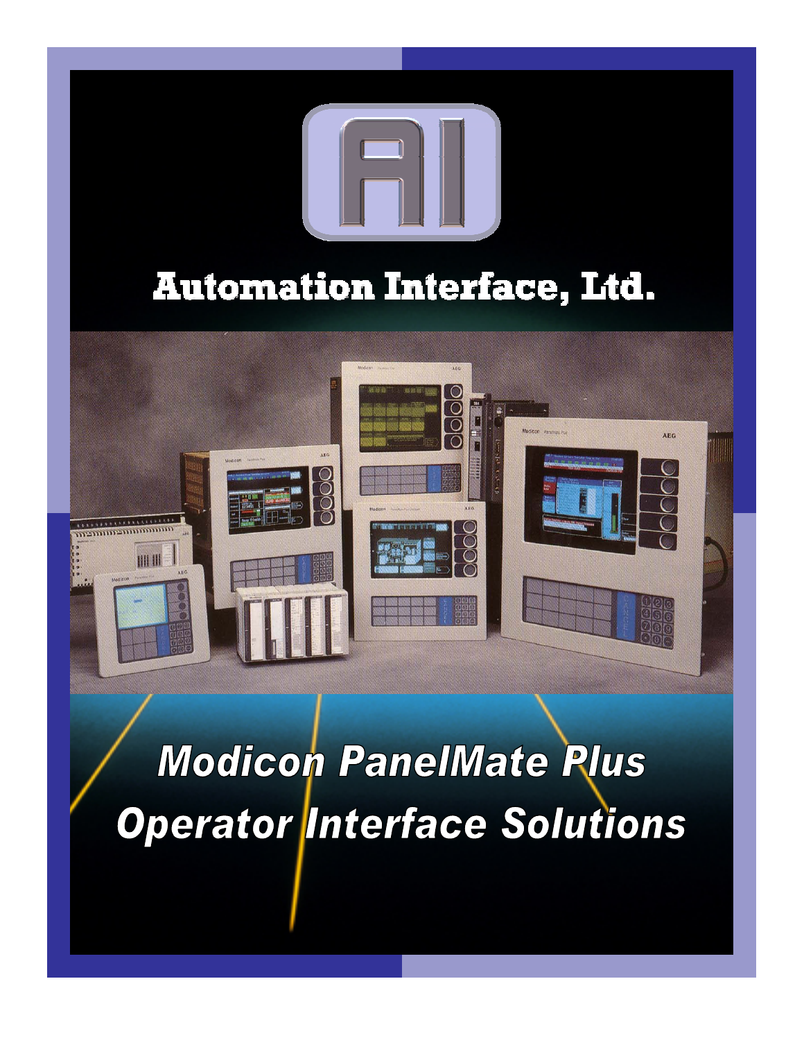# Automation Interface, Ltd.

## *Modicon PanelMate Plus Operator Interface Solutions*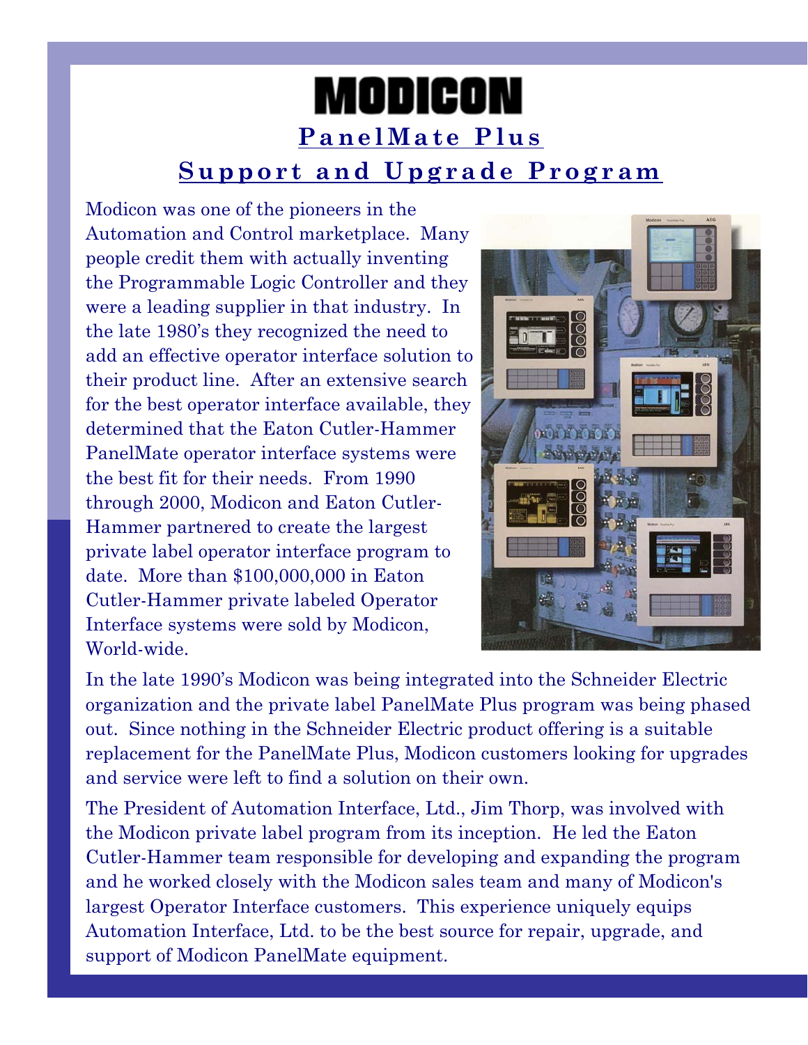# MODICON

## PanelMate Plus

## Support and Upgrade Program

Modicon was one of the pioneers in the Automation and Control marketplace. Many people credit them with actually inventing the Programmable Logic Controller and they were a leading supplier in that industry. In the late 1980's they recognized the need to add an effective operator interface solution to their product line. After an extensive search for the best operator interface available, they determined that the Eaton Cutler-Hammer PanelMate operator interface systems were the best fit for their needs. From 1990 through 2000, Modicon and Eaton Cutler-Hammer partnered to create the largest private label operator interface program to date. More than $100,000,000 in Eaton Cutler-Hammer private labeled Operator Interface systems were sold by Modicon, World-wide.

In the late 1990's Modicon was being integrated into the Schneider Electric organization and the private label PanelMate Plus program was being phased out. Since nothing in the Schneider Electric product offering is a suitable replacement for the PanelMate Plus, Modicon customers looking for upgrades and service were left to find a solution on their own.

The President of Automation Interface, Ltd., Jim Thorp, was involved with the Modicon private label program from its inception. He led the Eaton Cutler-Hammer team responsible for developing and expanding the program and he worked closely with the Modicon sales team and many of Modicon's largest Operator Interface customers. This experience uniquely equips Automation Interface, Ltd. to be the best source for repair, upgrade, and support of Modicon PanelMate equipment.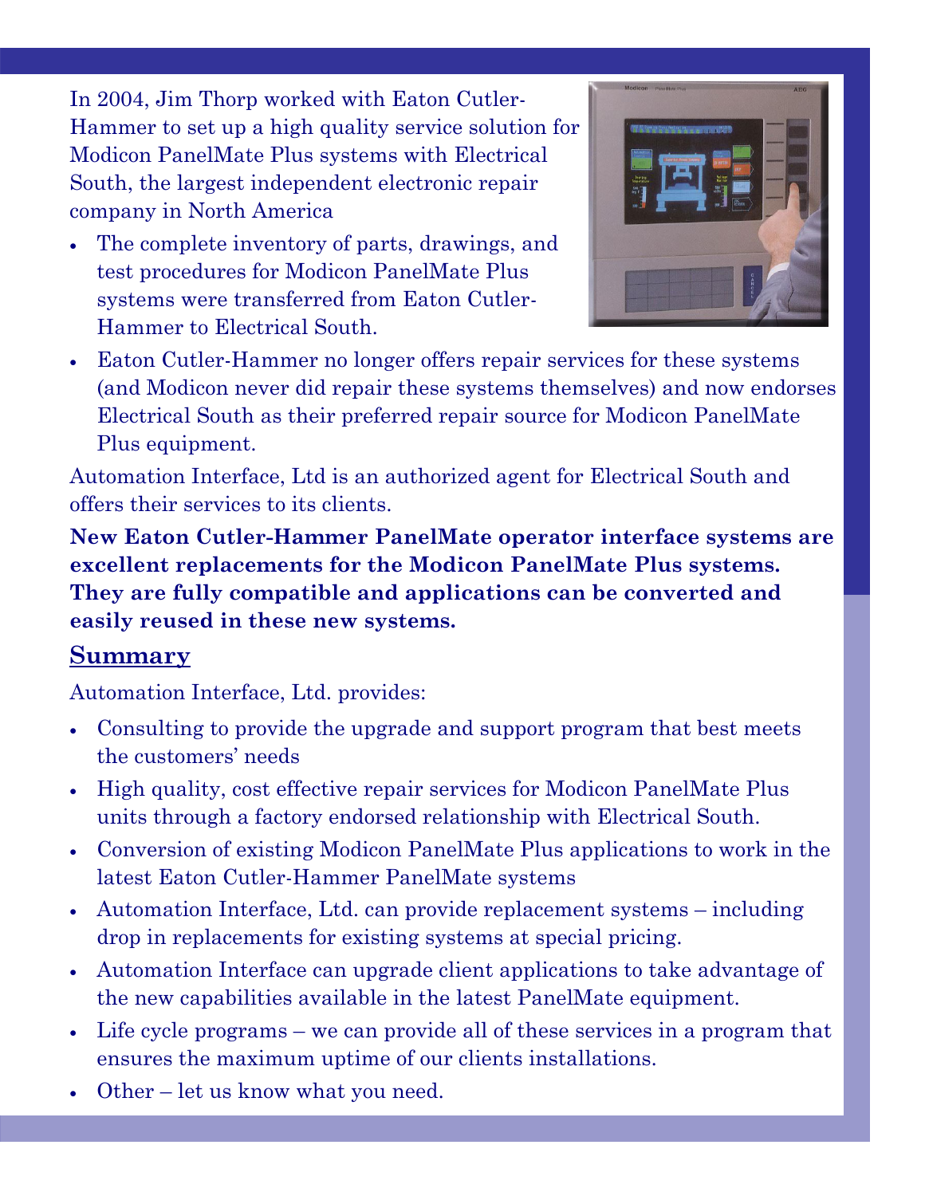In 2004, Jim Thorp worked with Eaton Cutler-Hammer to set up a high quality service solution for Modicon PanelMate Plus systems with Electrical South, the largest independent electronic repair company in North America

- The complete inventory of parts, drawings, and test procedures for Modicon PanelMate Plus systems were transferred from Eaton Cutler-Hammer to Electrical South.
- Eaton Cutler-Hammer no longer offers repair services for these systems (and Modicon never did repair these systems themselves) and now endorses Electrical South as their preferred repair source for Modicon PanelMate Plus equipment.

Automation Interface, Ltd is an authorized agent for Electrical South and offers their services to its clients.

**New Eaton Cutler-Hammer PanelMate operator interface systems are excellent replacements for the Modicon PanelMate Plus systems. They are fully compatible and applications can be converted and easily reused in these new systems.**

## Summary

Automation Interface, Ltd. provides:

- Consulting to provide the upgrade and support program that best meets the customers' needs
- High quality, cost effective repair services for Modicon PanelMate Plus units through a factory endorsed relationship with Electrical South.
- Conversion of existing Modicon PanelMate Plus applications to work in the latest Eaton Cutler-Hammer PanelMate systems
- Automation Interface, Ltd. can provide replacement systems – including drop in replacements for existing systems at special pricing.
- Automation Interface can upgrade client applications to take advantage of the new capabilities available in the latest PanelMate equipment.
- Life cycle programs – we can provide all of these services in a program that ensures the maximum uptime of our clients installations.
- Other – let us know what you need.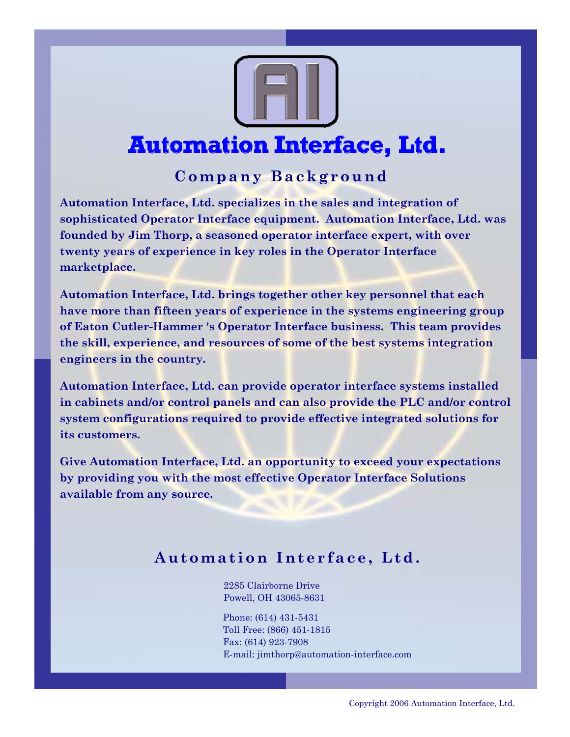# Automation Interface, Ltd.

## Company Background

**Automation Interface, Ltd. specializes in the sales and integration of sophisticated Operator Interface equipment. Automation Interface, Ltd. was founded by Jim Thorp, a seasoned operator interface expert, with over twenty years of experience in key roles in the Operator Interface marketplace.**

**Automation Interface, Ltd. brings together other key personnel that each have more than fifteen years of experience in the systems engineering group of Eaton Cutler-Hammer 's Operator Interface business. This team provides the skill, experience, and resources of some of the best systems integration engineers in the country.**

**Automation Interface, Ltd. can provide operator interface systems installed in cabinets and/or control panels and can also provide the PLC and/or control system configurations required to provide effective integrated solutions for its customers.**

**Give Automation Interface, Ltd. an opportunity to exceed your expectations by providing you with the most effective Operator Interface Solutions available from any source.**

## Automation Interface, Ltd.

2285 Clairborne Drive
Powell, OH 43065-8631

Phone: (614) 431-5431
Toll Free: (866) 451-1815
Fax: (614) 923-7908
E-mail: jimthorp@automation-interface.com

Copyright 2006 Automation Interface, Ltd.